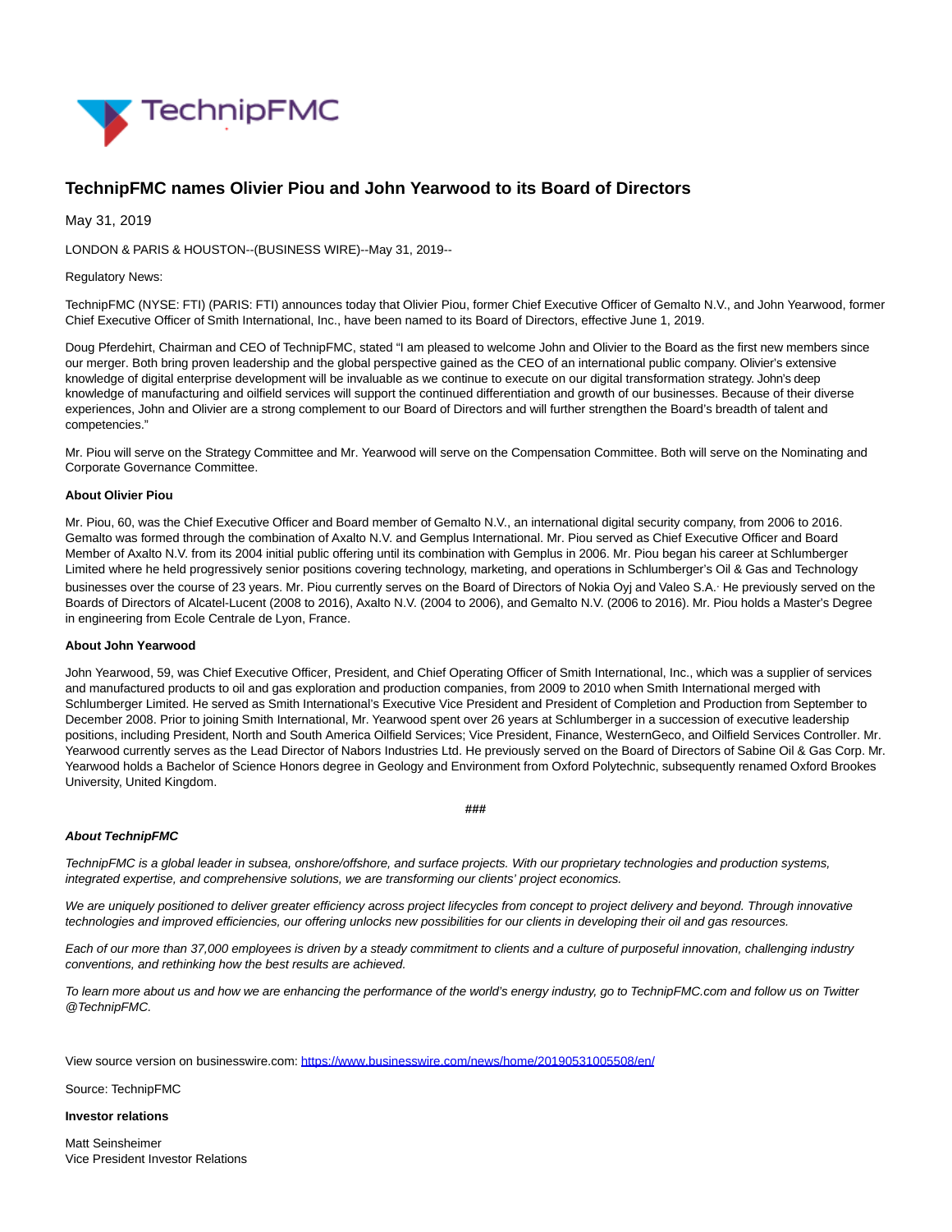# TechnipFMC names Olivier Piou and John Yearwood to its Board of Directors

May 31, 2019

LONDON & PARIS & HOUSTON--(BUSINESS WIRE)--May 31, 2019--

Regulatory News:

TechnipFMC (NYSE: FTI) (PARIS: FTI) announces today that Olivier Piou, former Chief Executive Officer of Gemalto N.V., and John Yearwood, former Chief Executive Officer of Smith International, Inc., have been named to its Board of Directors, effective June 1, 2019.

Doug Pferdehirt, Chairman and CEO of TechnipFMC, stated "I am pleased to welcome John and Olivier to the Board as the first new members since our merger. Both bring proven leadership and the global perspective gained as the CEO of an international public company. Olivier's extensive knowledge of digital enterprise development will be invaluable as we continue to execute on our digital transformation strategy. John's deep knowledge of manufacturing and oilfield services will support the continued differentiation and growth of our businesses. Because of their diverse experiences, John and Olivier are a strong complement to our Board of Directors and will further strengthen the Board's breadth of talent and competencies."

Mr. Piou will serve on the Strategy Committee and Mr. Yearwood will serve on the Compensation Committee. Both will serve on the Nominating and Corporate Governance Committee.

**About Olivier Piou**

Mr. Piou, 60, was the Chief Executive Officer and Board member of Gemalto N.V., an international digital security company, from 2006 to 2016. Gemalto was formed through the combination of Axalto N.V. and Gemplus International. Mr. Piou served as Chief Executive Officer and Board Member of Axalto N.V. from its 2004 initial public offering until its combination with Gemplus in 2006. Mr. Piou began his career at Schlumberger Limited where he held progressively senior positions covering technology, marketing, and operations in Schlumberger's Oil & Gas and Technology businesses over the course of 23 years. Mr. Piou currently serves on the Board of Directors of Nokia Oyj and Valeo S.A.. He previously served on the Boards of Directors of Alcatel-Lucent (2008 to 2016), Axalto N.V. (2004 to 2006), and Gemalto N.V. (2006 to 2016). Mr. Piou holds a Master's Degree in engineering from Ecole Centrale de Lyon, France.

**About John Yearwood**

John Yearwood, 59, was Chief Executive Officer, President, and Chief Operating Officer of Smith International, Inc., which was a supplier of services and manufactured products to oil and gas exploration and production companies, from 2009 to 2010 when Smith International merged with Schlumberger Limited. He served as Smith International's Executive Vice President and President of Completion and Production from September to December 2008. Prior to joining Smith International, Mr. Yearwood spent over 26 years at Schlumberger in a succession of executive leadership positions, including President, North and South America Oilfield Services; Vice President, Finance, WesternGeco, and Oilfield Services Controller. Mr. Yearwood currently serves as the Lead Director of Nabors Industries Ltd. He previously served on the Board of Directors of Sabine Oil & Gas Corp. Mr. Yearwood holds a Bachelor of Science Honors degree in Geology and Environment from Oxford Polytechnic, subsequently renamed Oxford Brookes University, United Kingdom.

###

***About TechnipFMC***

*TechnipFMC is a global leader in subsea, onshore/offshore, and surface projects. With our proprietary technologies and production systems, integrated expertise, and comprehensive solutions, we are transforming our clients' project economics.*

*We are uniquely positioned to deliver greater efficiency across project lifecycles from concept to project delivery and beyond. Through innovative technologies and improved efficiencies, our offering unlocks new possibilities for our clients in developing their oil and gas resources.*

*Each of our more than 37,000 employees is driven by a steady commitment to clients and a culture of purposeful innovation, challenging industry conventions, and rethinking how the best results are achieved.*

*To learn more about us and how we are enhancing the performance of the world's energy industry, go to TechnipFMC.com and follow us on Twitter @TechnipFMC.*

View source version on businesswire.com: https://www.businesswire.com/news/home/20190531005508/en/

Source: TechnipFMC

**Investor relations**

Matt Seinsheimer
Vice President Investor Relations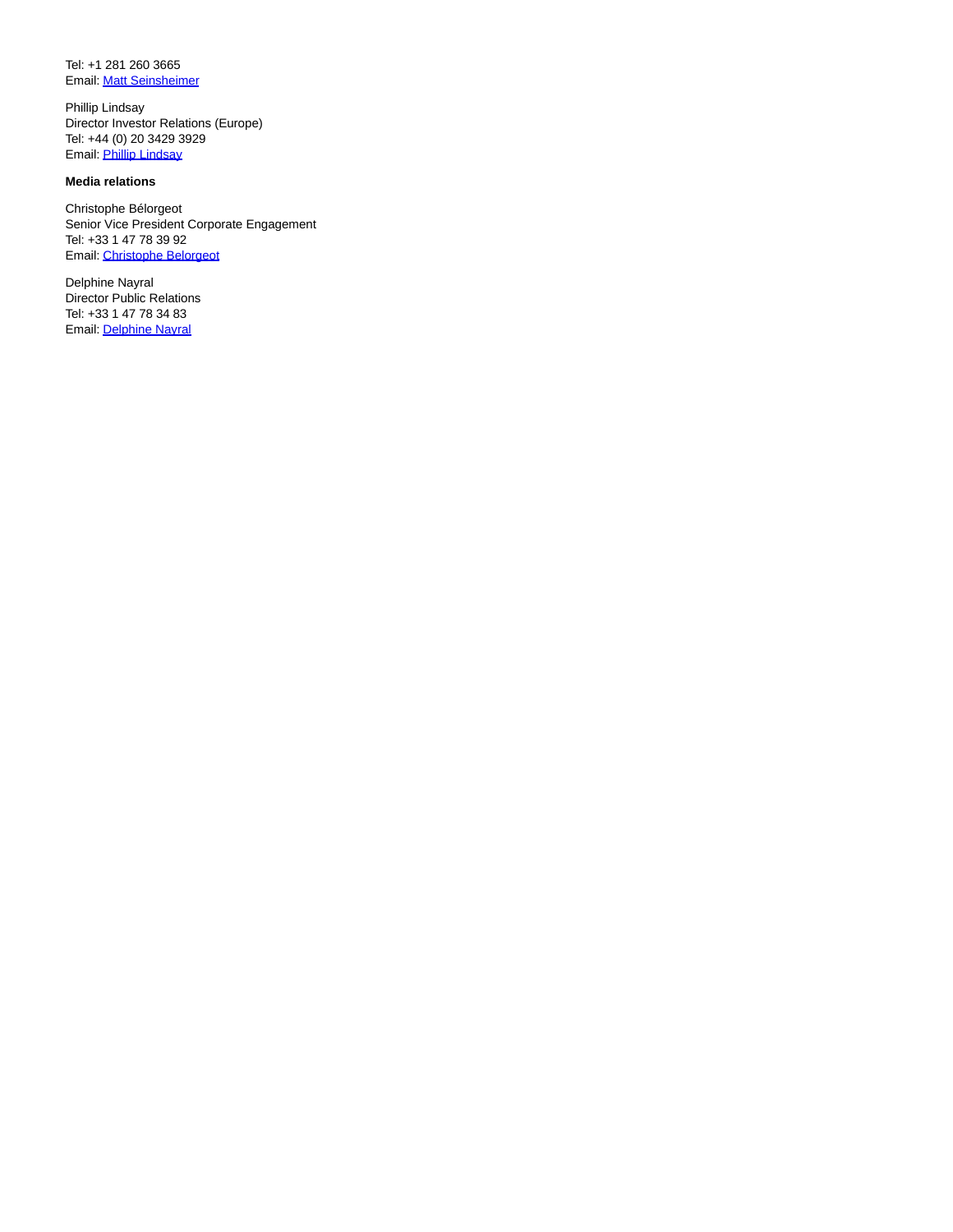Tel: +1 281 260 3665
Email: Matt Seinsheimer

Phillip Lindsay
Director Investor Relations (Europe)
Tel: +44 (0) 20 3429 3929
Email: Phillip Lindsay

**Media relations**

Christophe Bélorgeot
Senior Vice President Corporate Engagement
Tel: +33 1 47 78 39 92
Email: Christophe Belorgeot

Delphine Nayral
Director Public Relations
Tel: +33 1 47 78 34 83
Email: Delphine Nayral